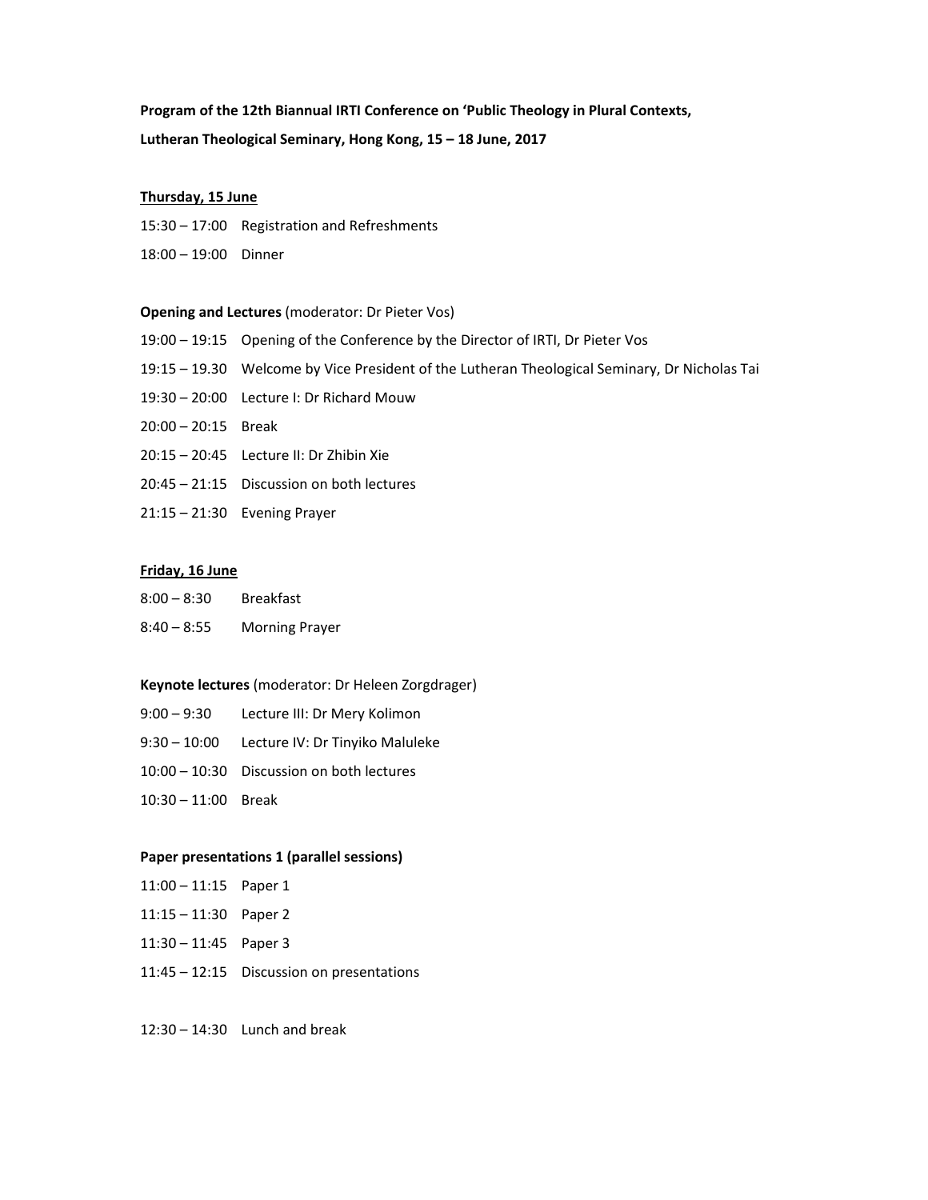**Program of the 12th Biannual IRTI Conference on 'Public Theology in Plural Contexts,**

**Lutheran Theological Seminary, Hong Kong, 15 – 18 June, 2017**

**Thursday, 15 June**

15:30 – 17:00 Registration and Refreshments

18:00 – 19:00 Dinner

**Opening and Lectures** (moderator: Dr Pieter Vos)

19:00 – 19:15 Opening of the Conference by the Director of IRTI, Dr Pieter Vos

19:15 – 19.30 Welcome by Vice President of the Lutheran Theological Seminary, Dr Nicholas Tai

19:30 – 20:00 Lecture I: Dr Richard Mouw

20:00 – 20:15 Break

20:15 – 20:45 Lecture II: Dr Zhibin Xie

20:45 – 21:15 Discussion on both lectures

21:15 – 21:30 Evening Prayer

**Friday, 16 June**

8:00 – 8:30 Breakfast

8:40 – 8:55 Morning Prayer

**Keynote lectures** (moderator: Dr Heleen Zorgdrager)

9:00 – 9:30 Lecture III: Dr Mery Kolimon

9:30 – 10:00 Lecture IV: Dr Tinyiko Maluleke

10:00 – 10:30 Discussion on both lectures

10:30 – 11:00 Break

**Paper presentations 1 (parallel sessions)**

11:00 – 11:15 Paper 1

11:15 – 11:30 Paper 2

11:30 – 11:45 Paper 3

11:45 – 12:15 Discussion on presentations

12:30 – 14:30 Lunch and break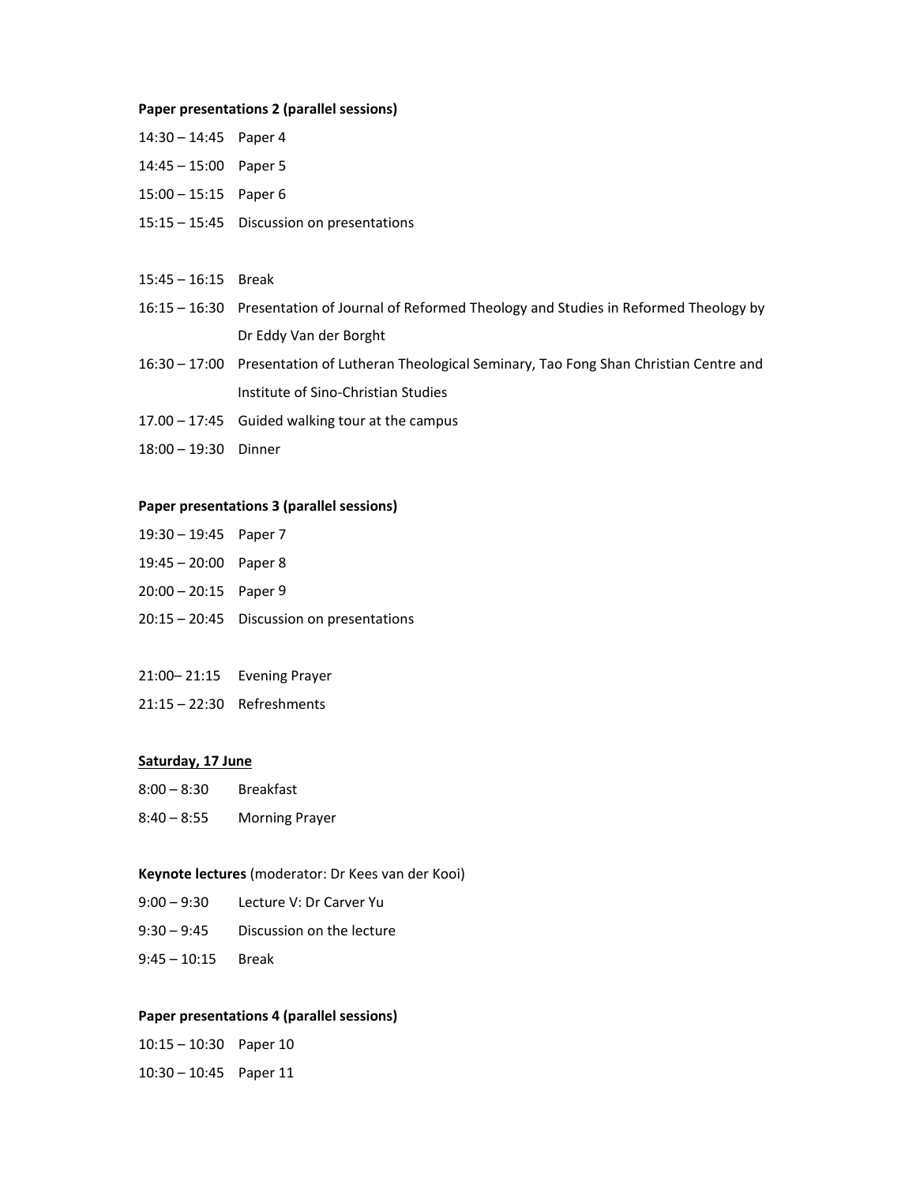**Paper presentations 2 (parallel sessions)**

14:30 – 14:45 Paper 4

14:45 – 15:00 Paper 5

15:00 – 15:15 Paper 6

15:15 – 15:45 Discussion on presentations

15:45 – 16:15 Break

16:15 – 16:30 Presentation of Journal of Reformed Theology and Studies in Reformed Theology by Dr Eddy Van der Borght

16:30 – 17:00 Presentation of Lutheran Theological Seminary, Tao Fong Shan Christian Centre and Institute of Sino-Christian Studies

17.00 – 17:45 Guided walking tour at the campus

18:00 – 19:30 Dinner

**Paper presentations 3 (parallel sessions)**

19:30 – 19:45 Paper 7

19:45 – 20:00 Paper 8

20:00 – 20:15 Paper 9

20:15 – 20:45 Discussion on presentations

21:00– 21:15 Evening Prayer

21:15 – 22:30 Refreshments

**Saturday, 17 June**

8:00 – 8:30 Breakfast

8:40 – 8:55 Morning Prayer

**Keynote lectures** (moderator: Dr Kees van der Kooi)

9:00 – 9:30 Lecture V: Dr Carver Yu

9:30 – 9:45 Discussion on the lecture

9:45 – 10:15 Break

**Paper presentations 4 (parallel sessions)**

10:15 – 10:30 Paper 10

10:30 – 10:45 Paper 11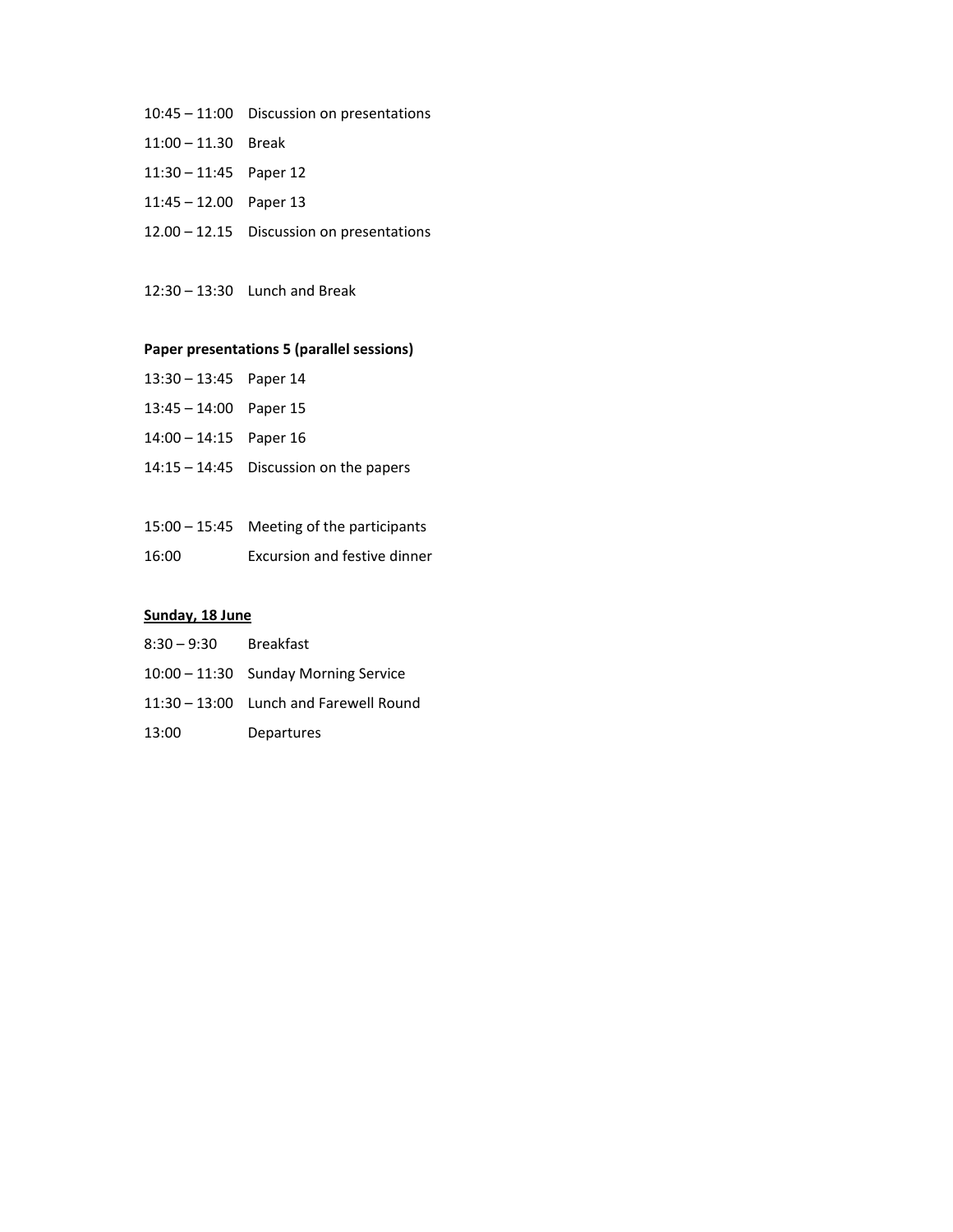10:45 – 11:00 Discussion on presentations

11:00 – 11.30 Break

11:30 – 11:45 Paper 12

11:45 – 12.00 Paper 13

12.00 – 12.15 Discussion on presentations

12:30 – 13:30 Lunch and Break

**Paper presentations 5 (parallel sessions)**

13:30 – 13:45 Paper 14

13:45 – 14:00 Paper 15

14:00 – 14:15 Paper 16

14:15 – 14:45 Discussion on the papers

15:00 – 15:45 Meeting of the participants

16:00 Excursion and festive dinner

**Sunday, 18 June**

8:30 – 9:30 Breakfast

10:00 – 11:30 Sunday Morning Service

11:30 – 13:00 Lunch and Farewell Round

13:00 Departures